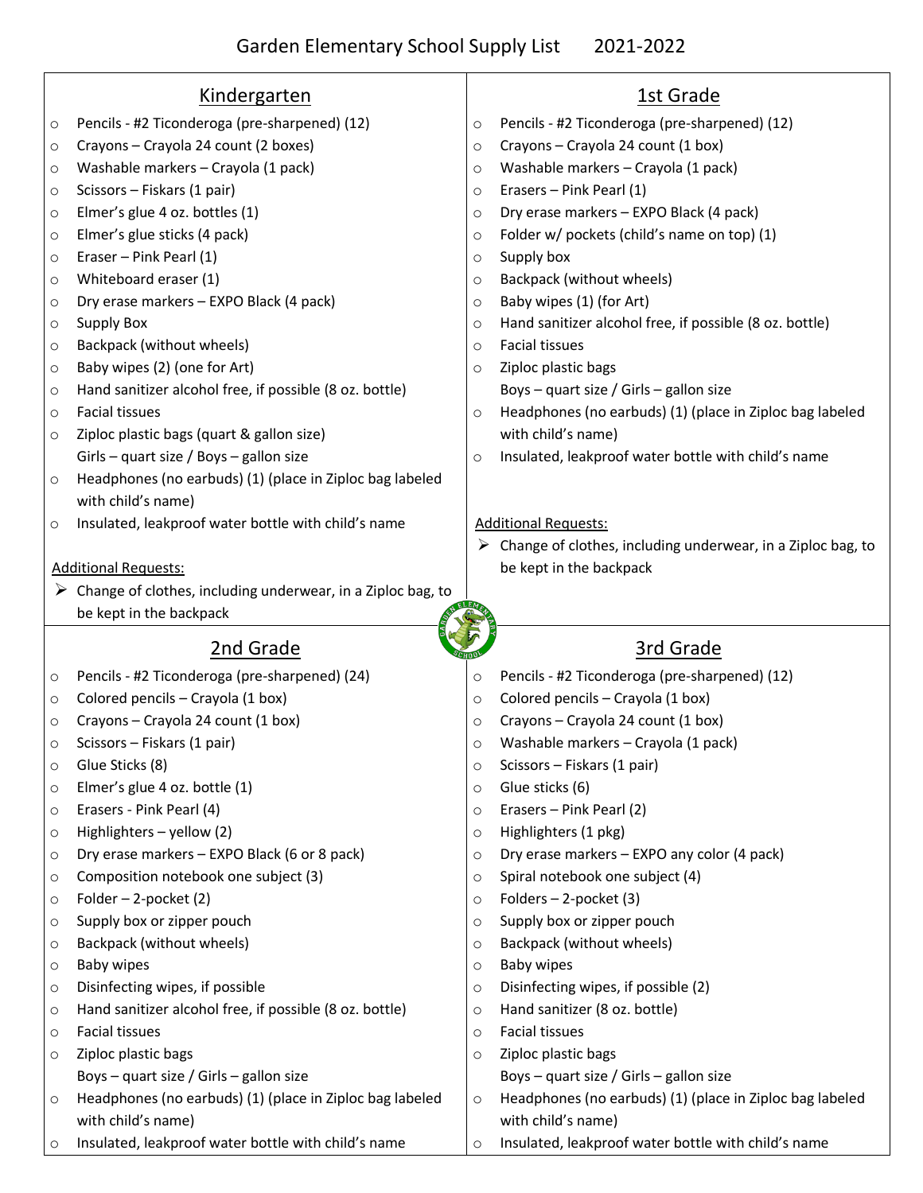# Garden Elementary School Supply List 2021-2022

## Kindergarten

- Pencils - #2 Ticonderoga (pre-sharpened) (12)
- Crayons – Crayola 24 count (2 boxes)
- Washable markers – Crayola (1 pack)
- Scissors – Fiskars (1 pair)
- Elmer's glue 4 oz. bottles (1)
- Elmer's glue sticks (4 pack)
- Eraser – Pink Pearl (1)
- Whiteboard eraser (1)
- Dry erase markers – EXPO Black (4 pack)
- Supply Box
- Backpack (without wheels)
- Baby wipes (2) (one for Art)
- Hand sanitizer alcohol free, if possible (8 oz. bottle)
- Facial tissues
- Ziploc plastic bags (quart & gallon size)
  Girls – quart size / Boys – gallon size
- Headphones (no earbuds) (1) (place in Ziploc bag labeled with child's name)
- Insulated, leakproof water bottle with child's name

Additional Requests:

- Change of clothes, including underwear, in a Ziploc bag, to be kept in the backpack

## 1st Grade

- Pencils - #2 Ticonderoga (pre-sharpened) (12)
- Crayons – Crayola 24 count (1 box)
- Washable markers – Crayola (1 pack)
- Erasers – Pink Pearl (1)
- Dry erase markers – EXPO Black (4 pack)
- Folder w/ pockets (child's name on top) (1)
- Supply box
- Backpack (without wheels)
- Baby wipes (1) (for Art)
- Hand sanitizer alcohol free, if possible (8 oz. bottle)
- Facial tissues
- Ziploc plastic bags
  Boys – quart size / Girls – gallon size
- Headphones (no earbuds) (1) (place in Ziploc bag labeled with child's name)
- Insulated, leakproof water bottle with child's name

Additional Requests:

- Change of clothes, including underwear, in a Ziploc bag, to be kept in the backpack

## 2nd Grade

- Pencils - #2 Ticonderoga (pre-sharpened) (24)
- Colored pencils – Crayola (1 box)
- Crayons – Crayola 24 count (1 box)
- Scissors – Fiskars (1 pair)
- Glue Sticks (8)
- Elmer's glue 4 oz. bottle (1)
- Erasers - Pink Pearl (4)
- Highlighters – yellow (2)
- Dry erase markers – EXPO Black (6 or 8 pack)
- Composition notebook one subject (3)
- Folder – 2-pocket (2)
- Supply box or zipper pouch
- Backpack (without wheels)
- Baby wipes
- Disinfecting wipes, if possible
- Hand sanitizer alcohol free, if possible (8 oz. bottle)
- Facial tissues
- Ziploc plastic bags
  Boys – quart size / Girls – gallon size
- Headphones (no earbuds) (1) (place in Ziploc bag labeled with child's name)
- Insulated, leakproof water bottle with child's name

## 3rd Grade

- Pencils - #2 Ticonderoga (pre-sharpened) (12)
- Colored pencils – Crayola (1 box)
- Crayons – Crayola 24 count (1 box)
- Washable markers – Crayola (1 pack)
- Scissors – Fiskars (1 pair)
- Glue sticks (6)
- Erasers – Pink Pearl (2)
- Highlighters (1 pkg)
- Dry erase markers – EXPO any color (4 pack)
- Spiral notebook one subject (4)
- Folders – 2-pocket (3)
- Supply box or zipper pouch
- Backpack (without wheels)
- Baby wipes
- Disinfecting wipes, if possible (2)
- Hand sanitizer (8 oz. bottle)
- Facial tissues
- Ziploc plastic bags
  Boys – quart size / Girls – gallon size
- Headphones (no earbuds) (1) (place in Ziploc bag labeled with child's name)
- Insulated, leakproof water bottle with child's name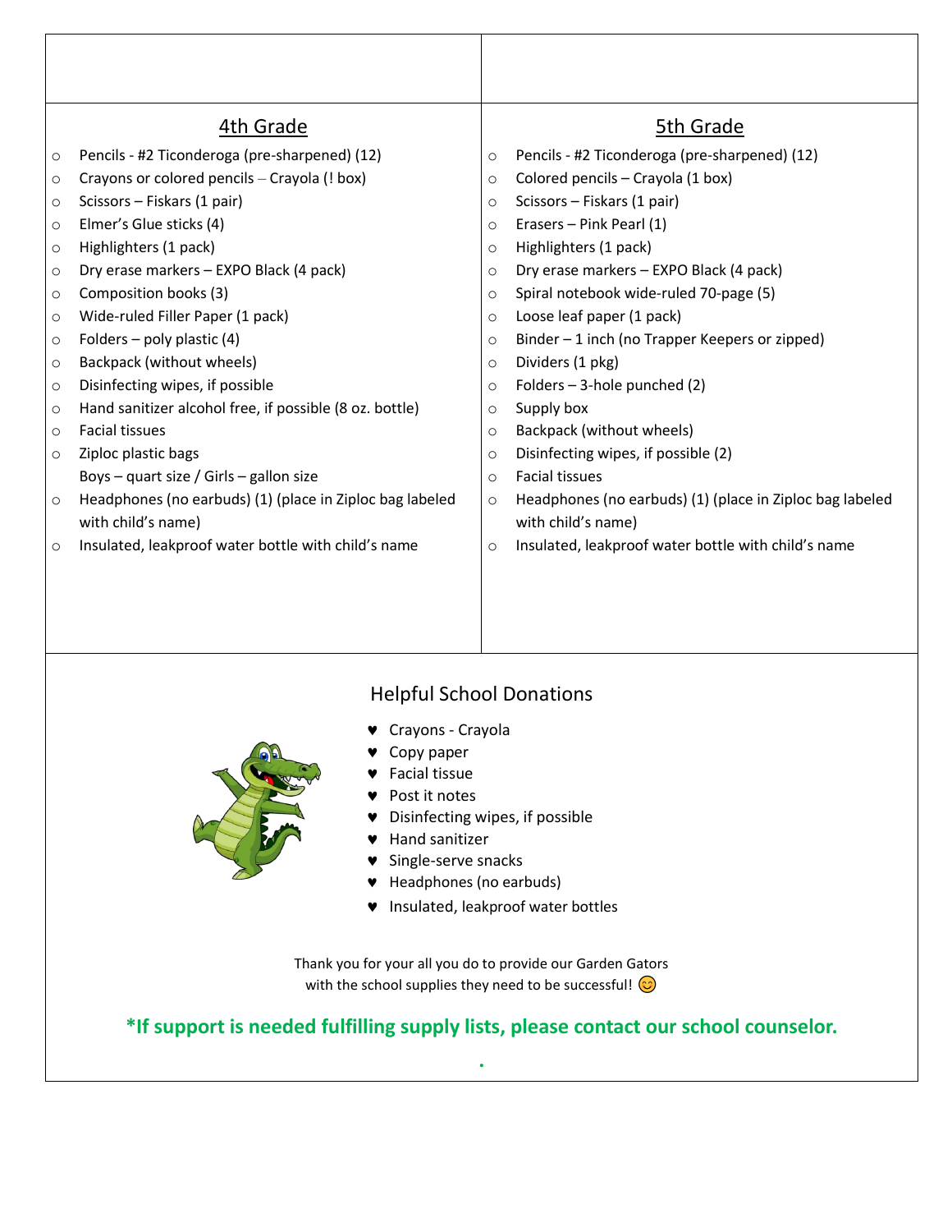## 4th Grade

- Pencils - #2 Ticonderoga (pre-sharpened) (12)
- Crayons or colored pencils – Crayola (! box)
- Scissors – Fiskars (1 pair)
- Elmer's Glue sticks (4)
- Highlighters (1 pack)
- Dry erase markers – EXPO Black (4 pack)
- Composition books (3)
- Wide-ruled Filler Paper (1 pack)
- Folders – poly plastic (4)
- Backpack (without wheels)
- Disinfecting wipes, if possible
- Hand sanitizer alcohol free, if possible (8 oz. bottle)
- Facial tissues
- Ziploc plastic bags
  Boys – quart size / Girls – gallon size
- Headphones (no earbuds) (1) (place in Ziploc bag labeled with child's name)
- Insulated, leakproof water bottle with child's name

## 5th Grade

- Pencils - #2 Ticonderoga (pre-sharpened) (12)
- Colored pencils – Crayola (1 box)
- Scissors – Fiskars (1 pair)
- Erasers – Pink Pearl (1)
- Highlighters (1 pack)
- Dry erase markers – EXPO Black (4 pack)
- Spiral notebook wide-ruled 70-page (5)
- Loose leaf paper (1 pack)
- Binder – 1 inch (no Trapper Keepers or zipped)
- Dividers (1 pkg)
- Folders – 3-hole punched (2)
- Supply box
- Backpack (without wheels)
- Disinfecting wipes, if possible (2)
- Facial tissues
- Headphones (no earbuds) (1) (place in Ziploc bag labeled with child's name)
- Insulated, leakproof water bottle with child's name

## Helpful School Donations

- Crayons - Crayola
- Copy paper
- Facial tissue
- Post it notes
- Disinfecting wipes, if possible
- Hand sanitizer
- Single-serve snacks
- Headphones (no earbuds)
- Insulated, leakproof water bottles

Thank you for your all you do to provide our Garden Gators with the school supplies they need to be successful! 😊

**\*If support is needed fulfilling supply lists, please contact our school counselor.**